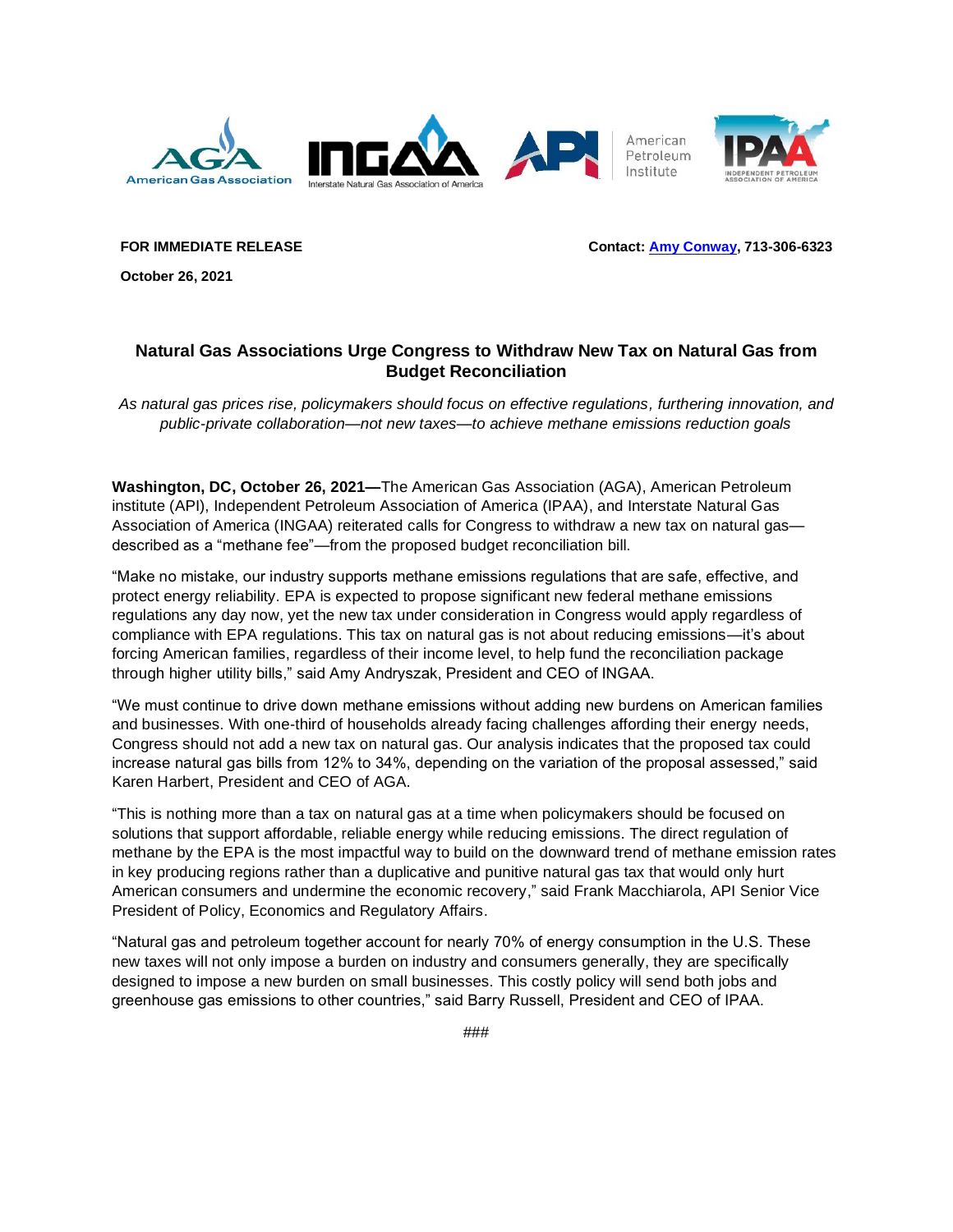**FOR IMMEDIATE RELEASE**

**Contact: [Amy Conway](), 713-306-6323**

**October 26, 2021**

# Natural Gas Associations Urge Congress to Withdraw New Tax on Natural Gas from Budget Reconciliation

*As natural gas prices rise, policymakers should focus on effective regulations, furthering innovation, and public-private collaboration—not new taxes—to achieve methane emissions reduction goals*

**Washington, DC, October 26, 2021—**The American Gas Association (AGA), American Petroleum institute (API), Independent Petroleum Association of America (IPAA), and Interstate Natural Gas Association of America (INGAA) reiterated calls for Congress to withdraw a new tax on natural gas—described as a "methane fee"—from the proposed budget reconciliation bill.

"Make no mistake, our industry supports methane emissions regulations that are safe, effective, and protect energy reliability. EPA is expected to propose significant new federal methane emissions regulations any day now, yet the new tax under consideration in Congress would apply regardless of compliance with EPA regulations. This tax on natural gas is not about reducing emissions—it's about forcing American families, regardless of their income level, to help fund the reconciliation package through higher utility bills," said Amy Andryszak, President and CEO of INGAA.

"We must continue to drive down methane emissions without adding new burdens on American families and businesses. With one-third of households already facing challenges affording their energy needs, Congress should not add a new tax on natural gas. Our analysis indicates that the proposed tax could increase natural gas bills from 12% to 34%, depending on the variation of the proposal assessed," said Karen Harbert, President and CEO of AGA.

"This is nothing more than a tax on natural gas at a time when policymakers should be focused on solutions that support affordable, reliable energy while reducing emissions. The direct regulation of methane by the EPA is the most impactful way to build on the downward trend of methane emission rates in key producing regions rather than a duplicative and punitive natural gas tax that would only hurt American consumers and undermine the economic recovery," said Frank Macchiarola, API Senior Vice President of Policy, Economics and Regulatory Affairs.

"Natural gas and petroleum together account for nearly 70% of energy consumption in the U.S. These new taxes will not only impose a burden on industry and consumers generally, they are specifically designed to impose a new burden on small businesses. This costly policy will send both jobs and greenhouse gas emissions to other countries," said Barry Russell, President and CEO of IPAA.

###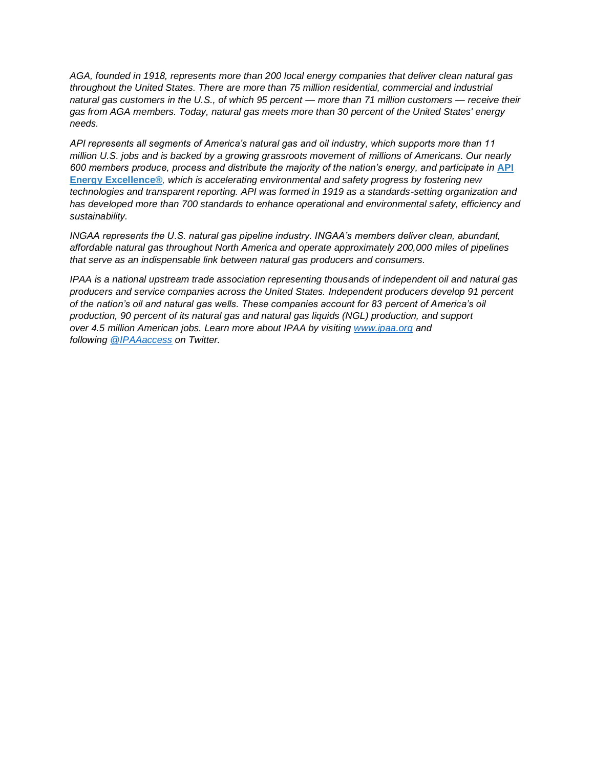*AGA, founded in 1918, represents more than 200 local energy companies that deliver clean natural gas throughout the United States. There are more than 75 million residential, commercial and industrial natural gas customers in the U.S., of which 95 percent — more than 71 million customers — receive their gas from AGA members. Today, natural gas meets more than 30 percent of the United States' energy needs.*

*API represents all segments of America's natural gas and oil industry, which supports more than 11 million U.S. jobs and is backed by a growing grassroots movement of millions of Americans. Our nearly 600 members produce, process and distribute the majority of the nation's energy, and participate in* **API Energy Excellence®***, which is accelerating environmental and safety progress by fostering new technologies and transparent reporting. API was formed in 1919 as a standards-setting organization and has developed more than 700 standards to enhance operational and environmental safety, efficiency and sustainability.*

*INGAA represents the U.S. natural gas pipeline industry. INGAA's members deliver clean, abundant, affordable natural gas throughout North America and operate approximately 200,000 miles of pipelines that serve as an indispensable link between natural gas producers and consumers.*

*IPAA is a national upstream trade association representing thousands of independent oil and natural gas producers and service companies across the United States. Independent producers develop 91 percent of the nation's oil and natural gas wells. These companies account for 83 percent of America's oil production, 90 percent of its natural gas and natural gas liquids (NGL) production, and support over 4.5 million American jobs. Learn more about IPAA by visiting www.ipaa.org and following @IPAAaccess on Twitter.*